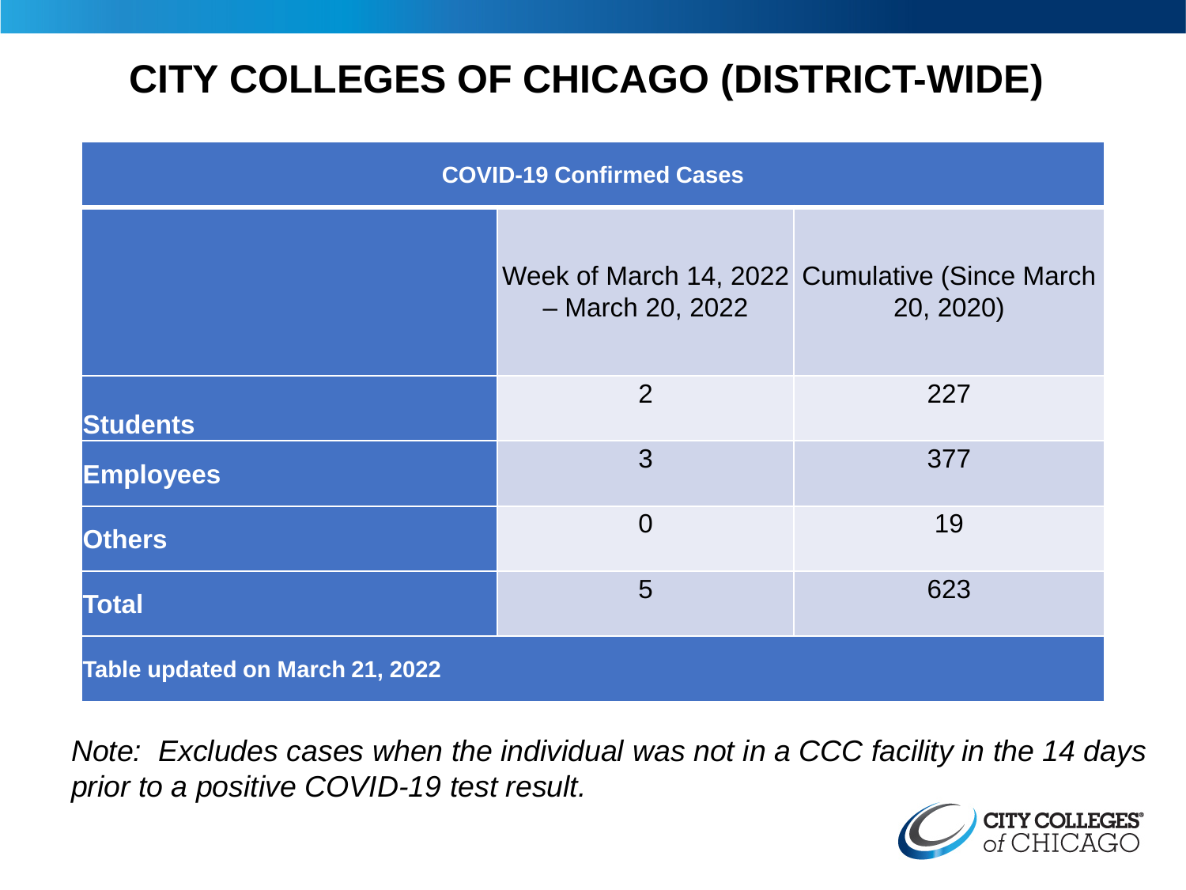# CITY COLLEGES OF CHICAGO (DISTRICT-WIDE)

| COVID-19 Confirmed Cases | | |
|---|---|---|
| | Week of March 14, 2022 – March 20, 2022 | Cumulative (Since March 20, 2020) |
| **Students** | 2 | 227 |
| **Employees** | 3 | 377 |
| **Others** | 0 | 19 |
| **Total** | 5 | 623 |
| **Table updated on March 21, 2022** | | |

*Note: Excludes cases when the individual was not in a CCC facility in the 14 days prior to a positive COVID-19 test result.*

CITY COLLEGES of CHICAGO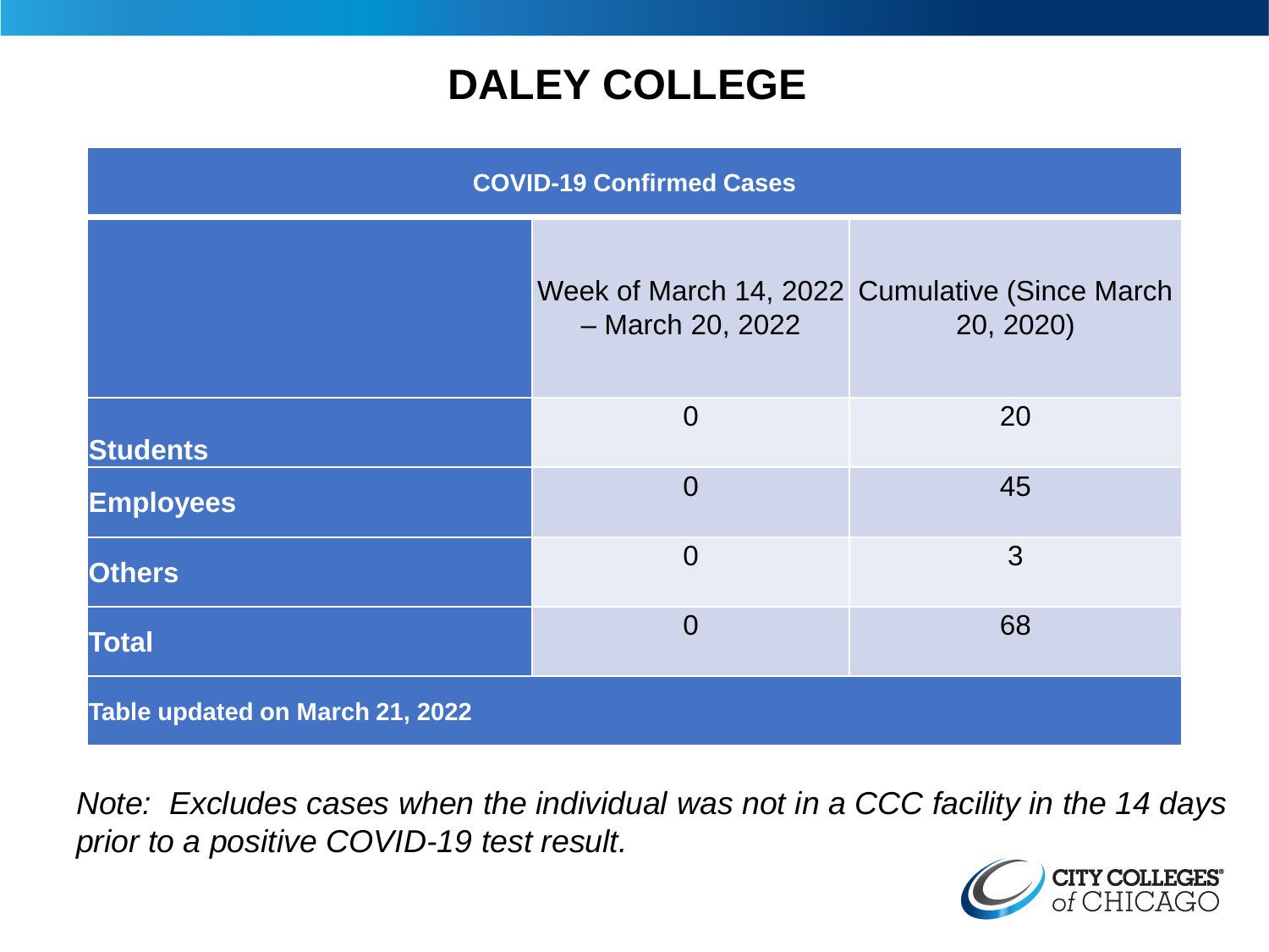# DALEY COLLEGE

| COVID-19 Confirmed Cases | | |
|---|---|---|
| | Week of March 14, 2022 – March 20, 2022 | Cumulative (Since March 20, 2020) |
| **Students** | 0 | 20 |
| **Employees** | 0 | 45 |
| **Others** | 0 | 3 |
| **Total** | 0 | 68 |
| **Table updated on March 21, 2022** | | |

*Note: Excludes cases when the individual was not in a CCC facility in the 14 days prior to a positive COVID-19 test result.*

CITY COLLEGES of CHICAGO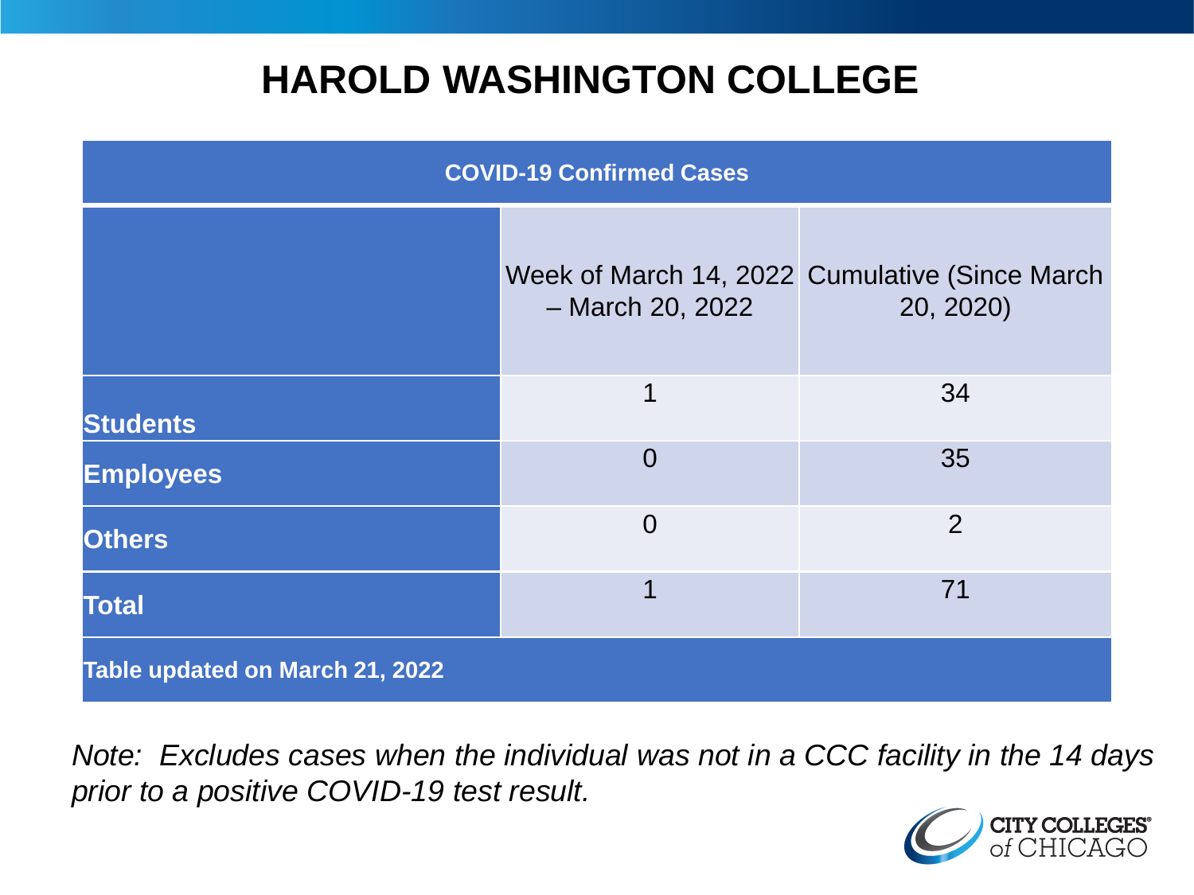# HAROLD WASHINGTON COLLEGE

| COVID-19 Confirmed Cases | | |
|---|---|---|
| | Week of March 14, 2022 – March 20, 2022 | Cumulative (Since March 20, 2020) |
| **Students** | 1 | 34 |
| **Employees** | 0 | 35 |
| **Others** | 0 | 2 |
| **Total** | 1 | 71 |
| **Table updated on March 21, 2022** | | |

*Note: Excludes cases when the individual was not in a CCC facility in the 14 days prior to a positive COVID-19 test result.*

CITY COLLEGES of CHICAGO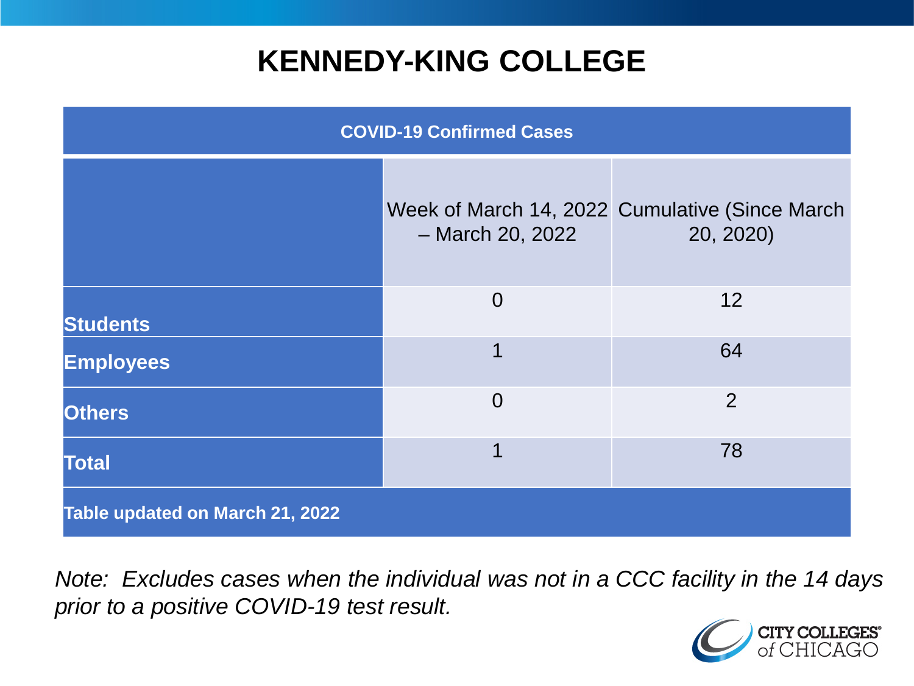# KENNEDY-KING COLLEGE

| COVID-19 Confirmed Cases | | |
|---|---|---|
| | Week of March 14, 2022 – March 20, 2022 | Cumulative (Since March 20, 2020) |
| **Students** | 0 | 12 |
| **Employees** | 1 | 64 |
| **Others** | 0 | 2 |
| **Total** | 1 | 78 |
| **Table updated on March 21, 2022** | | |

*Note: Excludes cases when the individual was not in a CCC facility in the 14 days prior to a positive COVID-19 test result.*

CITY COLLEGES of CHICAGO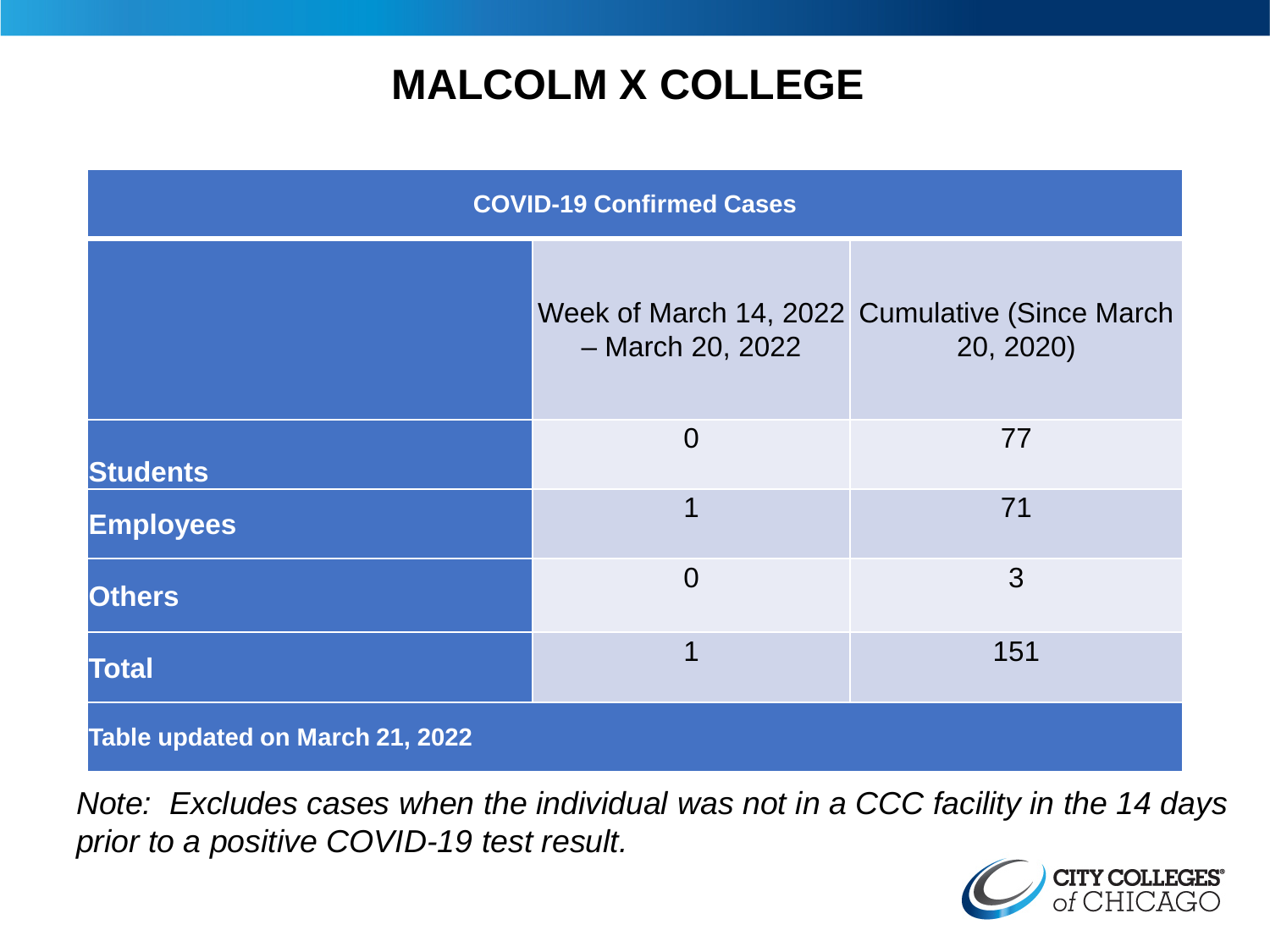# MALCOLM X COLLEGE

| COVID-19 Confirmed Cases | | |
|---|---|---|
| | Week of March 14, 2022 – March 20, 2022 | Cumulative (Since March 20, 2020) |
| **Students** | 0 | 77 |
| **Employees** | 1 | 71 |
| **Others** | 0 | 3 |
| **Total** | 1 | 151 |
| **Table updated on March 21, 2022** | | |

*Note: Excludes cases when the individual was not in a CCC facility in the 14 days prior to a positive COVID-19 test result.*

CITY COLLEGES of CHICAGO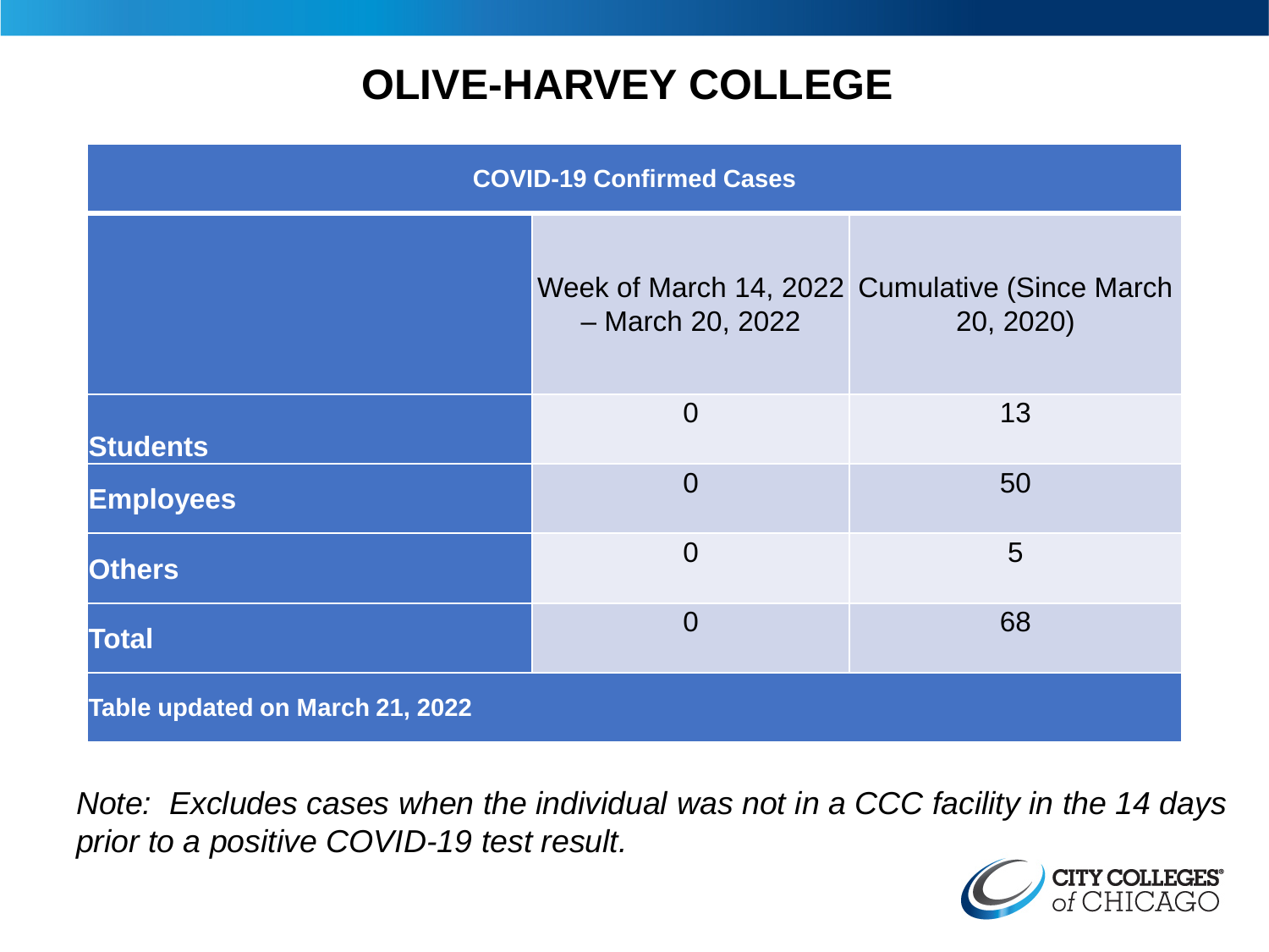# OLIVE-HARVEY COLLEGE

| COVID-19 Confirmed Cases | | |
|---|---|---|
| | Week of March 14, 2022 – March 20, 2022 | Cumulative (Since March 20, 2020) |
| **Students** | 0 | 13 |
| **Employees** | 0 | 50 |
| **Others** | 0 | 5 |
| **Total** | 0 | 68 |
| **Table updated on March 21, 2022** | | |

*Note: Excludes cases when the individual was not in a CCC facility in the 14 days prior to a positive COVID-19 test result.*

CITY COLLEGES of CHICAGO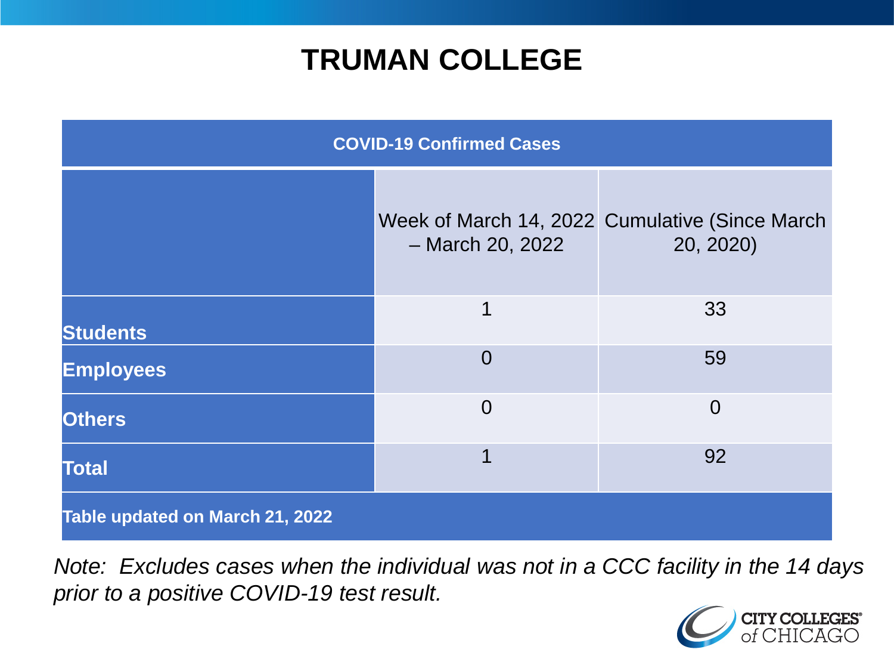# TRUMAN COLLEGE

| COVID-19 Confirmed Cases | | |
|---|---|---|
| | Week of March 14, 2022 – March 20, 2022 | Cumulative (Since March 20, 2020) |
| **Students** | 1 | 33 |
| **Employees** | 0 | 59 |
| **Others** | 0 | 0 |
| **Total** | 1 | 92 |
| **Table updated on March 21, 2022** | | |

*Note: Excludes cases when the individual was not in a CCC facility in the 14 days prior to a positive COVID-19 test result.*

CITY COLLEGES of CHICAGO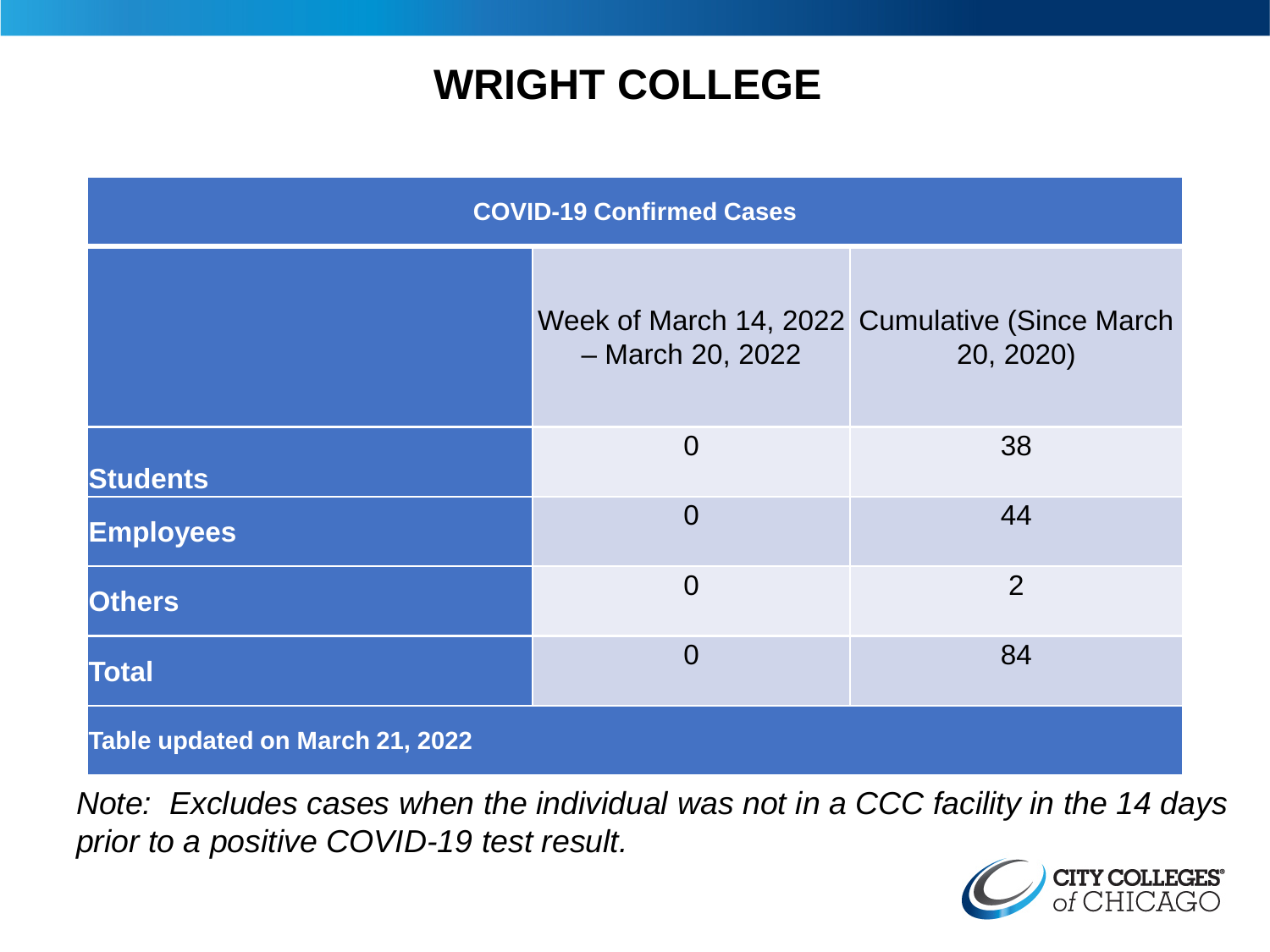# WRIGHT COLLEGE

| COVID-19 Confirmed Cases | | |
|---|---|---|
| | Week of March 14, 2022 – March 20, 2022 | Cumulative (Since March 20, 2020) |
| **Students** | 0 | 38 |
| **Employees** | 0 | 44 |
| **Others** | 0 | 2 |
| **Total** | 0 | 84 |
| **Table updated on March 21, 2022** | | |

*Note: Excludes cases when the individual was not in a CCC facility in the 14 days prior to a positive COVID-19 test result.*

CITY COLLEGES of CHICAGO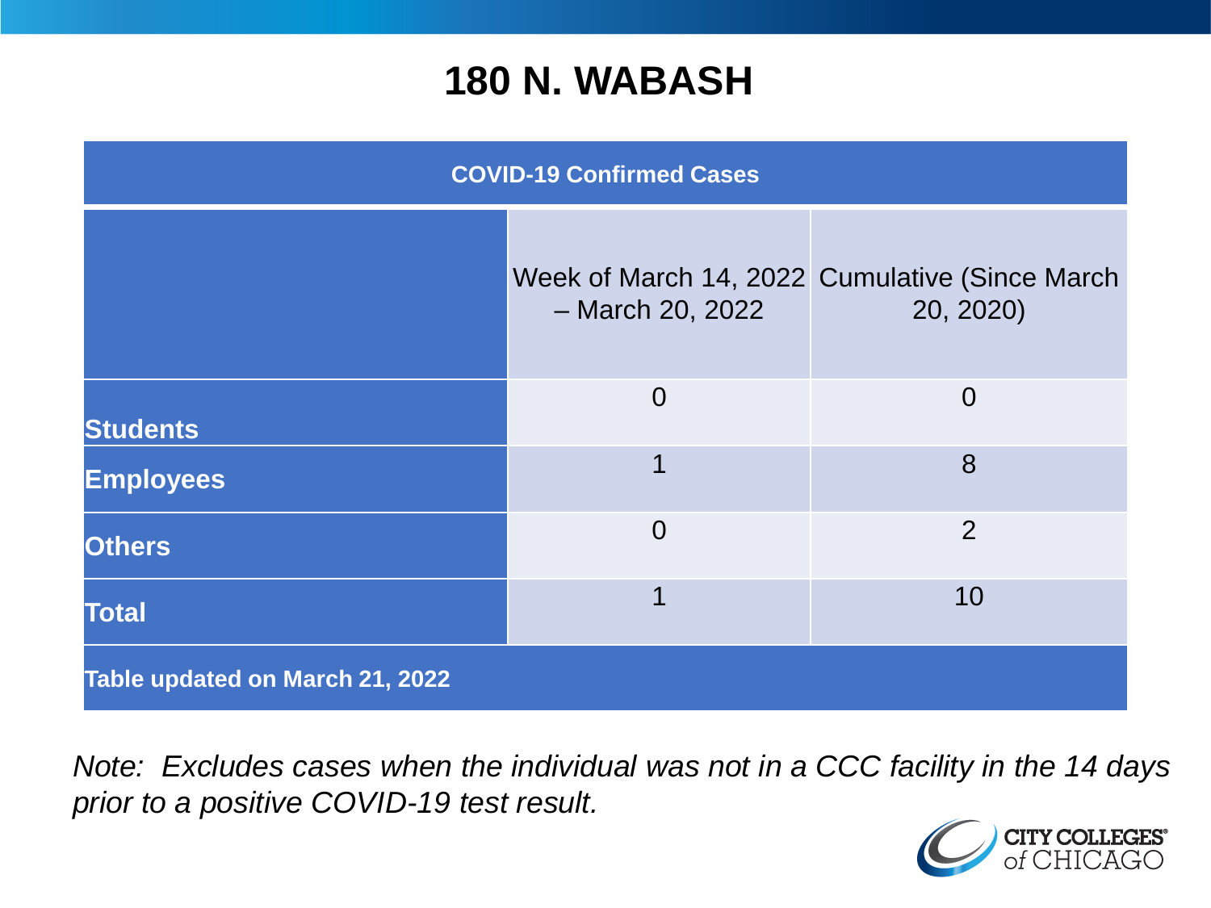# 180 N. WABASH

| COVID-19 Confirmed Cases | | |
|---|---|---|
| | Week of March 14, 2022 – March 20, 2022 | Cumulative (Since March 20, 2020) |
| **Students** | 0 | 0 |
| **Employees** | 1 | 8 |
| **Others** | 0 | 2 |
| **Total** | 1 | 10 |
| **Table updated on March 21, 2022** | | |

*Note: Excludes cases when the individual was not in a CCC facility in the 14 days prior to a positive COVID-19 test result.*

CITY COLLEGES of CHICAGO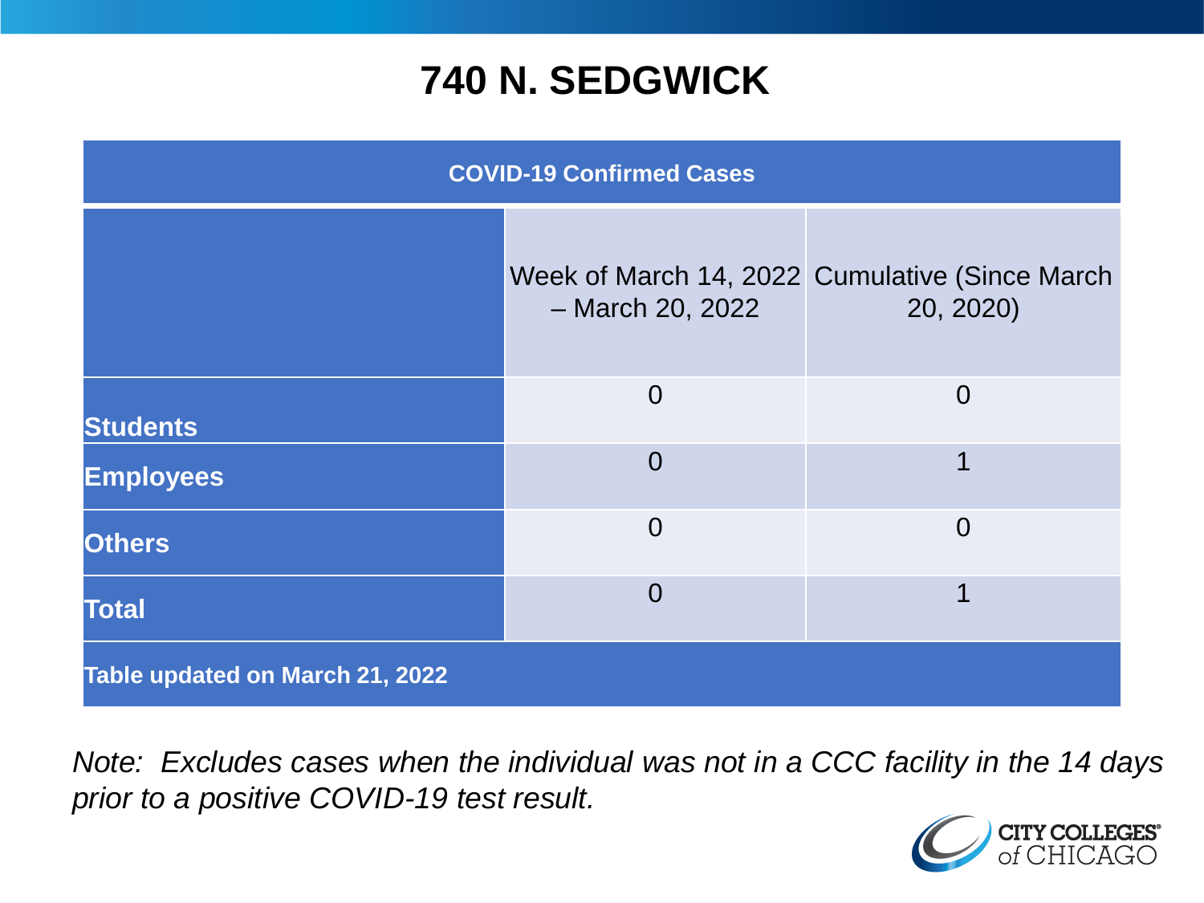# 740 N. SEDGWICK

| COVID-19 Confirmed Cases | | |
|---|---|---|
| | Week of March 14, 2022 – March 20, 2022 | Cumulative (Since March 20, 2020) |
| **Students** | 0 | 0 |
| **Employees** | 0 | 1 |
| **Others** | 0 | 0 |
| **Total** | 0 | 1 |
| **Table updated on March 21, 2022** | | |

*Note: Excludes cases when the individual was not in a CCC facility in the 14 days prior to a positive COVID-19 test result.*

CITY COLLEGES of CHICAGO